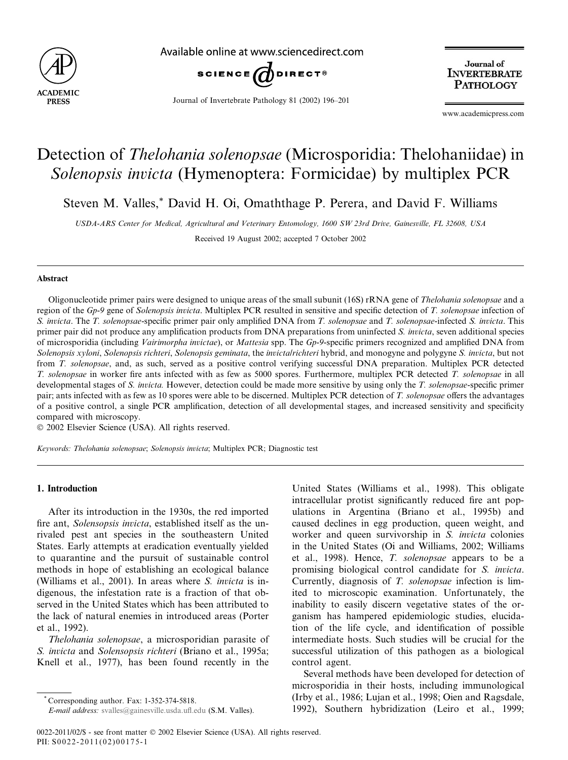# Detection of *Thelohania solenopsae* (Microsporidia: Thelohaniidae) in *Solenopsis invicta* (Hymenoptera: Formicidae) by multiplex PCR

Steven M. Valles,* David H. Oi, Omaththage P. Perera, and David F. Williams

*USDA-ARS Center for Medical, Agricultural and Veterinary Entomology, 1600 SW 23rd Drive, Gainesville, FL 32608, USA*

Received 19 August 2002; accepted 7 October 2002

## Abstract

Oligonucleotide primer pairs were designed to unique areas of the small subunit (16S) rRNA gene of *Thelohania solenopsae* and a region of the *Gp-9* gene of *Solenopsis invicta*. Multiplex PCR resulted in sensitive and specific detection of *T. solenopsae* infection of *S. invicta*. The *T. solenopsae*-specific primer pair only amplified DNA from *T. solenopsae* and *T. solenopsae*-infected *S. invicta*. This primer pair did not produce any amplification products from DNA preparations from uninfected *S. invicta*, seven additional species of microsporidia (including *Vairimorpha invictae*), or *Mattesia* spp. The *Gp-9*-specific primers recognized and amplified DNA from *Solenopsis xyloni*, *Solenopsis richteri*, *Solenopsis geminata*, the *invicta/richteri* hybrid, and monogyne and polygyne *S. invicta*, but not from *T. solenopsae*, and, as such, served as a positive control verifying successful DNA preparation. Multiplex PCR detected *T. solenopsae* in worker fire ants infected with as few as 5000 spores. Furthermore, multiplex PCR detected *T. solenopsae* in all developmental stages of *S. invicta*. However, detection could be made more sensitive by using only the *T. solenopsae*-specific primer pair; ants infected with as few as 10 spores were able to be discerned. Multiplex PCR detection of *T. solenopsae* offers the advantages of a positive control, a single PCR amplification, detection of all developmental stages, and increased sensitivity and specificity compared with microscopy.

© 2002 Elsevier Science (USA). All rights reserved.

*Keywords:* *Thelohania solenopsae*; *Solenopsis invicta*; Multiplex PCR; Diagnostic test

## 1. Introduction

After its introduction in the 1930s, the red imported fire ant, *Solensopsis invicta*, established itself as the unrivaled pest ant species in the southeastern United States. Early attempts at eradication eventually yielded to quarantine and the pursuit of sustainable control methods in hope of establishing an ecological balance (Williams et al., 2001). In areas where *S. invicta* is indigenous, the infestation rate is a fraction of that observed in the United States which has been attributed to the lack of natural enemies in introduced areas (Porter et al., 1992).

*Thelohania solenopsae*, a microsporidian parasite of *S. invicta* and *Solensopsis richteri* (Briano et al., 1995a; Knell et al., 1977), has been found recently in the United States (Williams et al., 1998). This obligate intracellular protist significantly reduced fire ant populations in Argentina (Briano et al., 1995b) and caused declines in egg production, queen weight, and worker and queen survivorship in *S. invicta* colonies in the United States (Oi and Williams, 2002; Williams et al., 1998). Hence, *T. solenopsae* appears to be a promising biological control candidate for *S. invicta*. Currently, diagnosis of *T. solenopsae* infection is limited to microscopic examination. Unfortunately, the inability to easily discern vegetative states of the organism has hampered epidemiologic studies, elucidation of the life cycle, and identification of possible intermediate hosts. Such studies will be crucial for the successful utilization of this pathogen as a biological control agent.

Several methods have been developed for detection of microsporidia in their hosts, including immunological (Irby et al., 1986; Lujan et al., 1998; Oien and Ragsdale, 1992), Southern hybridization (Leiro et al., 1999;

\* Corresponding author. Fax: 1-352-374-5818.
*E-mail address:* svalles@gainesville.usda.ufl.edu (S.M. Valles).

0022-2011/02/$ - see front matter © 2002 Elsevier Science (USA). All rights reserved.
PII: S0022-2011(02)00175-1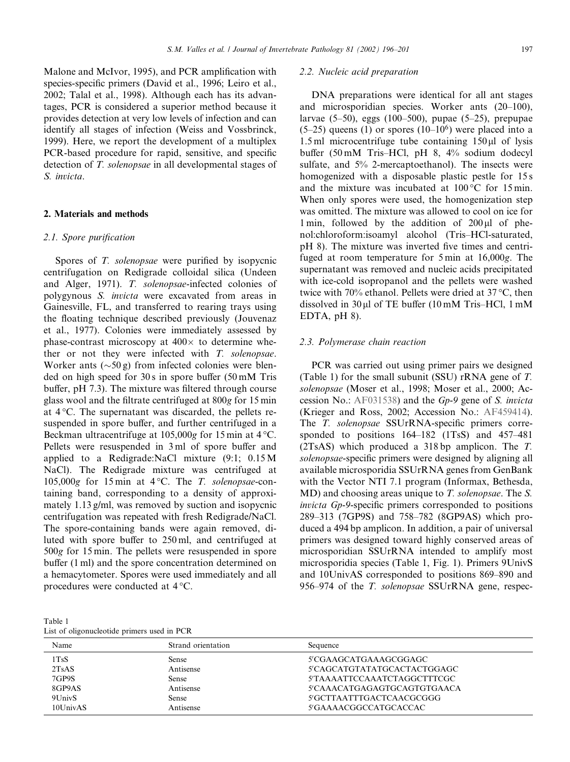Malone and McIvor, 1995), and PCR amplification with species-specific primers (David et al., 1996; Leiro et al., 2002; Talal et al., 1998). Although each has its advantages, PCR is considered a superior method because it provides detection at very low levels of infection and can identify all stages of infection (Weiss and Vossbrinck, 1999). Here, we report the development of a multiplex PCR-based procedure for rapid, sensitive, and specific detection of *T. solenopsae* in all developmental stages of *S. invicta*.

## 2. Materials and methods

### 2.1. Spore purification

Spores of *T. solenopsae* were purified by isopycnic centrifugation on Redigrade colloidal silica (Undeen and Alger, 1971). *T. solenopsae*-infected colonies of polygynous *S. invicta* were excavated from areas in Gainesville, FL, and transferred to rearing trays using the floating technique described previously (Jouvenaz et al., 1977). Colonies were immediately assessed by phase-contrast microscopy at 400× to determine whether or not they were infected with *T. solenopsae*. Worker ants (~50 g) from infected colonies were blended on high speed for 30 s in spore buffer (50 mM Tris buffer, pH 7.3). The mixture was filtered through course glass wool and the filtrate centrifuged at 800*g* for 15 min at 4 °C. The supernatant was discarded, the pellets resuspended in spore buffer, and further centrifuged in a Beckman ultracentrifuge at 105,000*g* for 15 min at 4 °C. Pellets were resuspended in 3 ml of spore buffer and applied to a Redigrade:NaCl mixture (9:1; 0.15 M NaCl). The Redigrade mixture was centrifuged at 105,000*g* for 15 min at 4 °C. The *T. solenopsae*-containing band, corresponding to a density of approximately 1.13 g/ml, was removed by suction and isopycnic centrifugation was repeated with fresh Redigrade/NaCl. The spore-containing bands were again removed, diluted with spore buffer to 250 ml, and centrifuged at 500*g* for 15 min. The pellets were resuspended in spore buffer (1 ml) and the spore concentration determined on a hemacytometer. Spores were used immediately and all procedures were conducted at 4 °C.

### 2.2. Nucleic acid preparation

DNA preparations were identical for all ant stages and microsporidian species. Worker ants (20–100), larvae (5–50), eggs (100–500), pupae (5–25), prepupae (5–25) queens (1) or spores (10–$10^6$) were placed into a 1.5 ml microcentrifuge tube containing 150 μl of lysis buffer (50 mM Tris–HCl, pH 8, 4% sodium dodecyl sulfate, and 5% 2-mercaptoethanol). The insects were homogenized with a disposable plastic pestle for 15 s and the mixture was incubated at 100 °C for 15 min. When only spores were used, the homogenization step was omitted. The mixture was allowed to cool on ice for 1 min, followed by the addition of 200 μl of phenol:chloroform:isoamyl alcohol (Tris–HCl-saturated, pH 8). The mixture was inverted five times and centrifuged at room temperature for 5 min at 16,000*g*. The supernatant was removed and nucleic acids precipitated with ice-cold isopropanol and the pellets were washed twice with 70% ethanol. Pellets were dried at 37 °C, then dissolved in 30 μl of TE buffer (10 mM Tris–HCl, 1 mM EDTA, pH 8).

### 2.3. Polymerase chain reaction

PCR was carried out using primer pairs we designed (Table 1) for the small subunit (SSU) rRNA gene of *T. solenopsae* (Moser et al., 1998; Moser et al., 2000; Accession No.: AF031538) and the *Gp-9* gene of *S. invicta* (Krieger and Ross, 2002; Accession No.: AF459414). The *T. solenopsae* SSUrRNA-specific primers corresponded to positions 164–182 (1TsS) and 457–481 (2TsAS) which produced a 318 bp amplicon. The *T. solenopsae*-specific primers were designed by aligning all available microsporidia SSUrRNA genes from GenBank with the Vector NTI 7.1 program (Informax, Bethesda, MD) and choosing areas unique to *T. solenopsae*. The *S. invicta Gp-9*-specific primers corresponded to positions 289–313 (7GP9S) and 758–782 (8GP9AS) which produced a 494 bp amplicon. In addition, a pair of universal primers was designed toward highly conserved areas of microsporidian SSUrRNA intended to amplify most microsporidia species (Table 1, Fig. 1). Primers 9UnivS and 10UnivAS corresponded to positions 869–890 and 956–974 of the *T. solenopsae* SSUrRNA gene, respec-

Table 1
List of oligonucleotide primers used in PCR

| Name | Strand orientation | Sequence |
|---|---|---|
| 1TsS | Sense | 5′CGAAGCATGAAAGCGGAGC |
| 2TsAS | Antisense | 5′CAGCATGTATATGCACTACTGGAGC |
| 7GP9S | Sense | 5′TAAAATTCCAAATCTAGGCTTTCGC |
| 8GP9AS | Antisense | 5′CAAACATGAGAGTGCAGTGTGAACA |
| 9UnivS | Sense | 5′GCTTAATTTGACTCAACGCGGG |
| 10UnivAS | Antisense | 5′GAAAACGGCCATGCACCAC |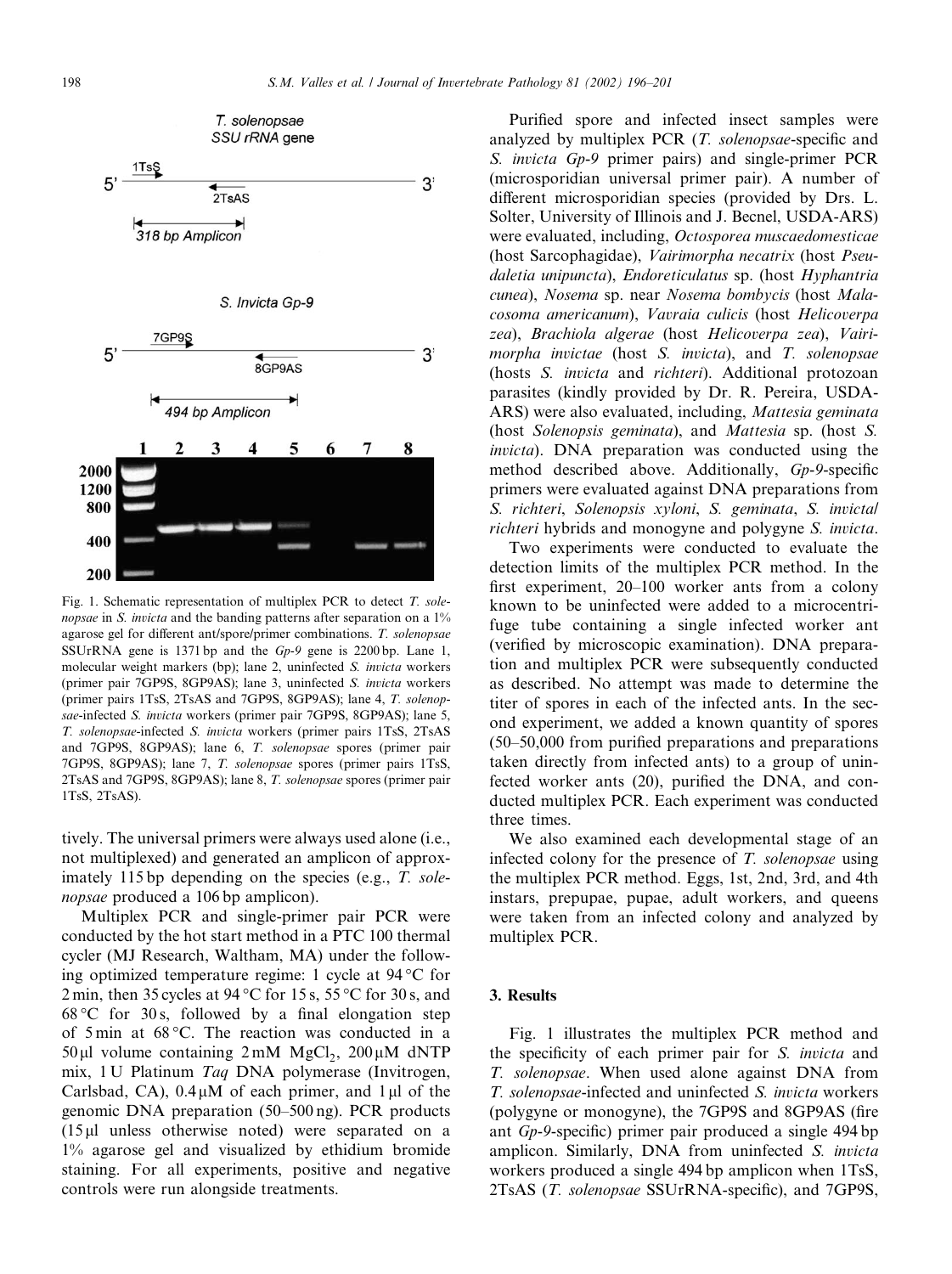Fig. 1. Schematic representation of multiplex PCR to detect *T. solenopsae* in *S. invicta* and the banding patterns after separation on a 1% agarose gel for different ant/spore/primer combinations. *T. solenopsae* SSUrRNA gene is 1371 bp and the *Gp-9* gene is 2200 bp. Lane 1, molecular weight markers (bp); lane 2, uninfected *S. invicta* workers (primer pair 7GP9S, 8GP9AS); lane 3, uninfected *S. invicta* workers (primer pairs 1TsS, 2TsAS and 7GP9S, 8GP9AS); lane 4, *T. solenopsae*-infected *S. invicta* workers (primer pair 7GP9S, 8GP9AS); lane 5, *T. solenopsae*-infected *S. invicta* workers (primer pairs 1TsS, 2TsAS and 7GP9S, 8GP9AS); lane 6, *T. solenopsae* spores (primer pair 7GP9S, 8GP9AS); lane 7, *T. solenopsae* spores (primer pairs 1TsS, 2TsAS and 7GP9S, 8GP9AS); lane 8, *T. solenopsae* spores (primer pair 1TsS, 2TsAS).

tively. The universal primers were always used alone (i.e., not multiplexed) and generated an amplicon of approximately 115 bp depending on the species (e.g., *T. solenopsae* produced a 106 bp amplicon).

Multiplex PCR and single-primer pair PCR were conducted by the hot start method in a PTC 100 thermal cycler (MJ Research, Waltham, MA) under the following optimized temperature regime: 1 cycle at 94 °C for 2 min, then 35 cycles at 94 °C for 15 s, 55 °C for 30 s, and 68 °C for 30 s, followed by a final elongation step of 5 min at 68 °C. The reaction was conducted in a 50 μl volume containing 2 mM $MgCl_2$, 200 μM dNTP mix, 1 U Platinum *Taq* DNA polymerase (Invitrogen, Carlsbad, CA), 0.4 μM of each primer, and 1 μl of the genomic DNA preparation (50–500 ng). PCR products (15 μl unless otherwise noted) were separated on a 1% agarose gel and visualized by ethidium bromide staining. For all experiments, positive and negative controls were run alongside treatments.

Purified spore and infected insect samples were analyzed by multiplex PCR (*T. solenopsae*-specific and *S. invicta Gp-9* primer pairs) and single-primer PCR (microsporidian universal primer pair). A number of different microsporidian species (provided by Drs. L. Solter, University of Illinois and J. Becnel, USDA-ARS) were evaluated, including, *Octosporea muscaedomesticae* (host Sarcophagidae), *Vairimorpha necatrix* (host *Pseudaletia unipuncta*), *Endoreticulatus* sp. (host *Hyphantria cunea*), *Nosema* sp. near *Nosema bombycis* (host *Malacosoma americanum*), *Vavraia culicis* (host *Helicoverpa zea*), *Brachiola algerae* (host *Helicoverpa zea*), *Vairimorpha invictae* (host *S. invicta*), and *T. solenopsae* (hosts *S. invicta* and *richteri*). Additional protozoan parasites (kindly provided by Dr. R. Pereira, USDA-ARS) were also evaluated, including, *Mattesia geminata* (host *Solenopsis geminata*), and *Mattesia* sp. (host *S. invicta*). DNA preparation was conducted using the method described above. Additionally, *Gp-9*-specific primers were evaluated against DNA preparations from *S. richteri*, *Solenopsis xyloni*, *S. geminata*, *S. invicta*/*richteri* hybrids and monogyne and polygyne *S. invicta*.

Two experiments were conducted to evaluate the detection limits of the multiplex PCR method. In the first experiment, 20–100 worker ants from a colony known to be uninfected were added to a microcentrifuge tube containing a single infected worker ant (verified by microscopic examination). DNA preparation and multiplex PCR were subsequently conducted as described. No attempt was made to determine the titer of spores in each of the infected ants. In the second experiment, we added a known quantity of spores (50–50,000 from purified preparations and preparations taken directly from infected ants) to a group of uninfected worker ants (20), purified the DNA, and conducted multiplex PCR. Each experiment was conducted three times.

We also examined each developmental stage of an infected colony for the presence of *T. solenopsae* using the multiplex PCR method. Eggs, 1st, 2nd, 3rd, and 4th instars, prepupae, pupae, adult workers, and queens were taken from an infected colony and analyzed by multiplex PCR.

## 3. Results

Fig. 1 illustrates the multiplex PCR method and the specificity of each primer pair for *S. invicta* and *T. solenopsae*. When used alone against DNA from *T. solenopsae*-infected and uninfected *S. invicta* workers (polygyne or monogyne), the 7GP9S and 8GP9AS (fire ant *Gp-9*-specific) primer pair produced a single 494 bp amplicon. Similarly, DNA from uninfected *S. invicta* workers produced a single 494 bp amplicon when 1TsS, 2TsAS (*T. solenopsae* SSUrRNA-specific), and 7GP9S,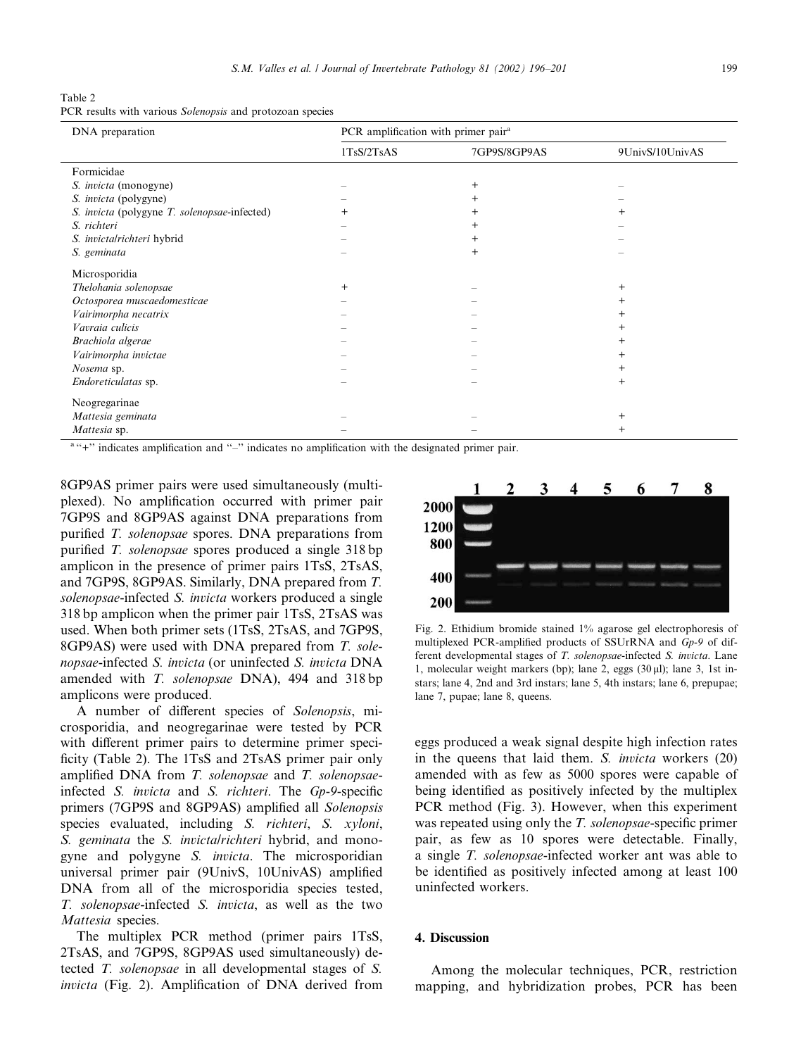Table 2
PCR results with various *Solenopsis* and protozoan species

| DNA preparation | PCR amplification with primer pair[a] | | |
|---|---|---|---|
| | 1TsS/2TsAS | 7GP9S/8GP9AS | 9UnivS/10UnivAS |
| Formicidae | | | |
| *S. invicta* (monogyne) | – | + | – |
| *S. invicta* (polygyne) | – | + | – |
| *S. invicta* (polygyne *T. solenopsae*-infected) | + | + | + |
| *S. richteri* | – | + | – |
| *S. invicta/richteri* hybrid | – | + | – |
| *S. geminata* | – | + | – |
| Microsporidia | | | |
| *Thelohania solenopsae* | + | – | + |
| *Octosporea muscaedomesticae* | – | – | + |
| *Vairimorpha necatrix* | – | – | + |
| *Vavraia culicis* | – | – | + |
| *Brachiola algerae* | – | – | + |
| *Vairimorpha invictae* | – | – | + |
| *Nosema* sp. | – | – | + |
| *Endoreticulatas* sp. | – | – | + |
| Neogregarinae | | | |
| *Mattesia geminata* | – | – | + |
| *Mattesia* sp. | – | – | + |

[a] "+" indicates amplification and "–" indicates no amplification with the designated primer pair.

8GP9AS primer pairs were used simultaneously (multiplexed). No amplification occurred with primer pair 7GP9S and 8GP9AS against DNA preparations from purified *T. solenopsae* spores. DNA preparations from purified *T. solenopsae* spores produced a single 318 bp amplicon in the presence of primer pairs 1TsS, 2TsAS, and 7GP9S, 8GP9AS. Similarly, DNA prepared from *T. solenopsae*-infected *S. invicta* workers produced a single 318 bp amplicon when the primer pair 1TsS, 2TsAS was used. When both primer sets (1TsS, 2TsAS, and 7GP9S, 8GP9AS) were used with DNA prepared from *T. solenopsae*-infected *S. invicta* (or uninfected *S. invicta* DNA amended with *T. solenopsae* DNA), 494 and 318 bp amplicons were produced.

A number of different species of *Solenopsis*, microsporidia, and neogregarinae were tested by PCR with different primer pairs to determine primer specificity (Table 2). The 1TsS and 2TsAS primer pair only amplified DNA from *T. solenopsae* and *T. solenopsae*-infected *S. invicta* and *S. richteri*. The *Gp-9*-specific primers (7GP9S and 8GP9AS) amplified all *Solenopsis* species evaluated, including *S. richteri*, *S. xyloni*, *S. geminata* the *S. invicta/richteri* hybrid, and monogyne and polygyne *S. invicta*. The microsporidian universal primer pair (9UnivS, 10UnivAS) amplified DNA from all of the microsporidia species tested, *T. solenopsae*-infected *S. invicta*, as well as the two *Mattesia* species.

The multiplex PCR method (primer pairs 1TsS, 2TsAS, and 7GP9S, 8GP9AS used simultaneously) detected *T. solenopsae* in all developmental stages of *S. invicta* (Fig. 2). Amplification of DNA derived from eggs produced a weak signal despite high infection rates in the queens that laid them. *S. invicta* workers (20) amended with as few as 5000 spores were capable of being identified as positively infected by the multiplex PCR method (Fig. 3). However, when this experiment was repeated using only the *T. solenopsae*-specific primer pair, as few as 10 spores were detectable. Finally, a single *T. solenopsae*-infected worker ant was able to be identified as positively infected among at least 100 uninfected workers.

Fig. 2. Ethidium bromide stained 1% agarose gel electrophoresis of multiplexed PCR-amplified products of SSUrRNA and *Gp-9* of different developmental stages of *T. solenopsae*-infected *S. invicta*. Lane 1, molecular weight markers (bp); lane 2, eggs (30 μl); lane 3, 1st instars; lane 4, 2nd and 3rd instars; lane 5, 4th instars; lane 6, prepupae; lane 7, pupae; lane 8, queens.

## 4. Discussion

Among the molecular techniques, PCR, restriction mapping, and hybridization probes, PCR has been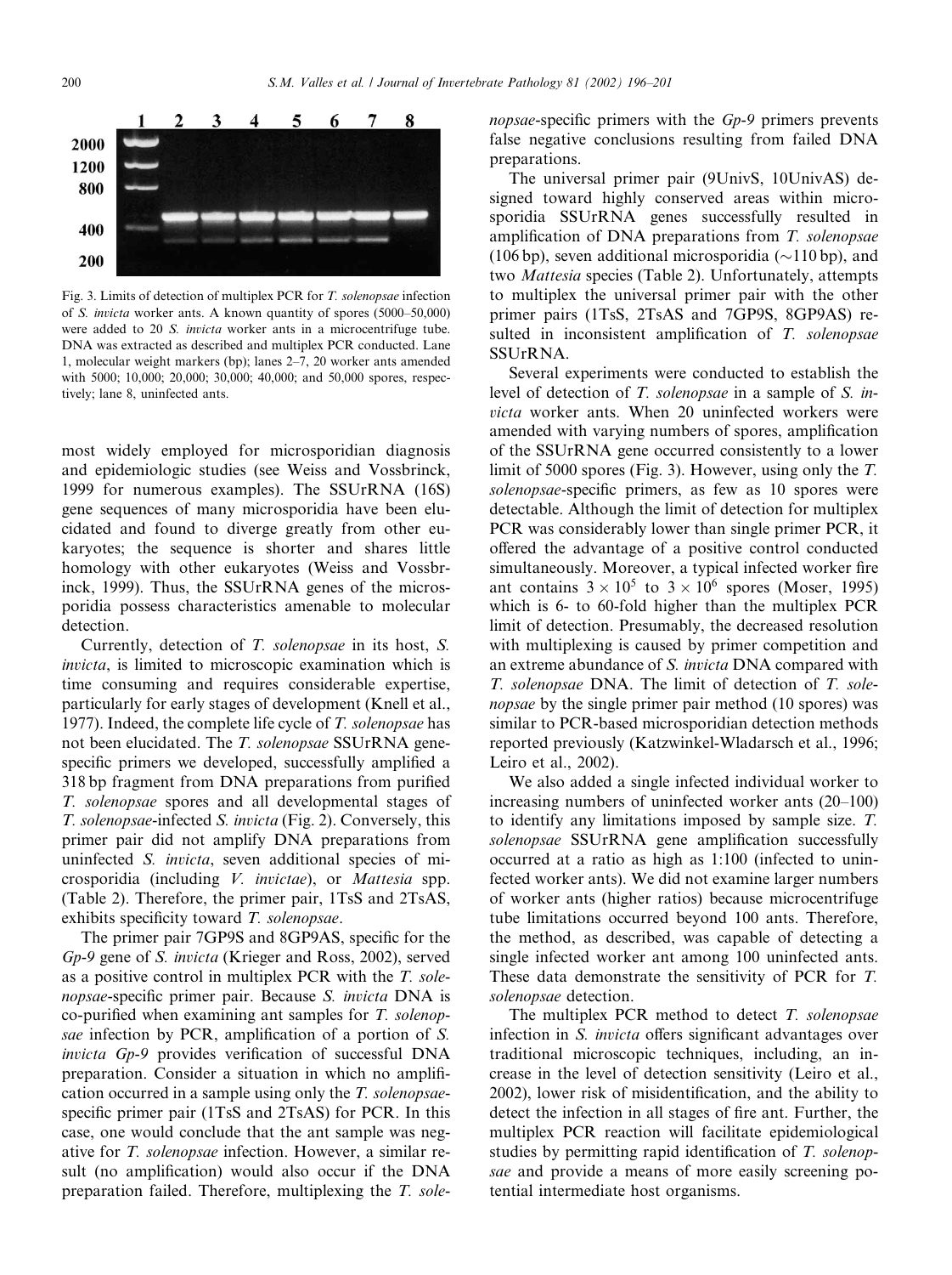Fig. 3. Limits of detection of multiplex PCR for *T. solenopsae* infection of *S. invicta* worker ants. A known quantity of spores (5000–50,000) were added to 20 *S. invicta* worker ants in a microcentrifuge tube. DNA was extracted as described and multiplex PCR conducted. Lane 1, molecular weight markers (bp); lanes 2–7, 20 worker ants amended with 5000; 10,000; 20,000; 30,000; 40,000; and 50,000 spores, respectively; lane 8, uninfected ants.

most widely employed for microsporidian diagnosis and epidemiologic studies (see Weiss and Vossbrinck, 1999 for numerous examples). The SSUrRNA (16S) gene sequences of many microsporidia have been elucidated and found to diverge greatly from other eukaryotes; the sequence is shorter and shares little homology with other eukaryotes (Weiss and Vossbrinck, 1999). Thus, the SSUrRNA genes of the microsporidia possess characteristics amenable to molecular detection.

Currently, detection of *T. solenopsae* in its host, *S. invicta*, is limited to microscopic examination which is time consuming and requires considerable expertise, particularly for early stages of development (Knell et al., 1977). Indeed, the complete life cycle of *T. solenopsae* has not been elucidated. The *T. solenopsae* SSUrRNA gene-specific primers we developed, successfully amplified a 318 bp fragment from DNA preparations from purified *T. solenopsae* spores and all developmental stages of *T. solenopsae*-infected *S. invicta* (Fig. 2). Conversely, this primer pair did not amplify DNA preparations from uninfected *S. invicta*, seven additional species of microsporidia (including *V. invictae*), or *Mattesia* spp. (Table 2). Therefore, the primer pair, 1TsS and 2TsAS, exhibits specificity toward *T. solenopsae*.

The primer pair 7GP9S and 8GP9AS, specific for the *Gp-9* gene of *S. invicta* (Krieger and Ross, 2002), served as a positive control in multiplex PCR with the *T. solenopsae*-specific primer pair. Because *S. invicta* DNA is co-purified when examining ant samples for *T. solenopsae* infection by PCR, amplification of a portion of *S. invicta Gp-9* provides verification of successful DNA preparation. Consider a situation in which no amplification occurred in a sample using only the *T. solenopsae*-specific primer pair (1TsS and 2TsAS) for PCR. In this case, one would conclude that the ant sample was negative for *T. solenopsae* infection. However, a similar result (no amplification) would also occur if the DNA preparation failed. Therefore, multiplexing the *T. solenopsae*-specific primers with the *Gp-9* primers prevents false negative conclusions resulting from failed DNA preparations.

The universal primer pair (9UnivS, 10UnivAS) designed toward highly conserved areas within microsporidia SSUrRNA genes successfully resulted in amplification of DNA preparations from *T. solenopsae* (106 bp), seven additional microsporidia (~110 bp), and two *Mattesia* species (Table 2). Unfortunately, attempts to multiplex the universal primer pair with the other primer pairs (1TsS, 2TsAS and 7GP9S, 8GP9AS) resulted in inconsistent amplification of *T. solenopsae* SSUrRNA.

Several experiments were conducted to establish the level of detection of *T. solenopsae* in a sample of *S. invicta* worker ants. When 20 uninfected workers were amended with varying numbers of spores, amplification of the SSUrRNA gene occurred consistently to a lower limit of 5000 spores (Fig. 3). However, using only the *T. solenopsae*-specific primers, as few as 10 spores were detectable. Although the limit of detection for multiplex PCR was considerably lower than single primer PCR, it offered the advantage of a positive control conducted simultaneously. Moreover, a typical infected worker fire ant contains $3 \times 10^5$ to $3 \times 10^6$ spores (Moser, 1995) which is 6- to 60-fold higher than the multiplex PCR limit of detection. Presumably, the decreased resolution with multiplexing is caused by primer competition and an extreme abundance of *S. invicta* DNA compared with *T. solenopsae* DNA. The limit of detection of *T. solenopsae* by the single primer pair method (10 spores) was similar to PCR-based microsporidian detection methods reported previously (Katzwinkel-Wladarsch et al., 1996; Leiro et al., 2002).

We also added a single infected individual worker to increasing numbers of uninfected worker ants (20–100) to identify any limitations imposed by sample size. *T. solenopsae* SSUrRNA gene amplification successfully occurred at a ratio as high as 1:100 (infected to uninfected worker ants). We did not examine larger numbers of worker ants (higher ratios) because microcentrifuge tube limitations occurred beyond 100 ants. Therefore, the method, as described, was capable of detecting a single infected worker ant among 100 uninfected ants. These data demonstrate the sensitivity of PCR for *T. solenopsae* detection.

The multiplex PCR method to detect *T. solenopsae* infection in *S. invicta* offers significant advantages over traditional microscopic techniques, including, an increase in the level of detection sensitivity (Leiro et al., 2002), lower risk of misidentification, and the ability to detect the infection in all stages of fire ant. Further, the multiplex PCR reaction will facilitate epidemiological studies by permitting rapid identification of *T. solenopsae* and provide a means of more easily screening potential intermediate host organisms.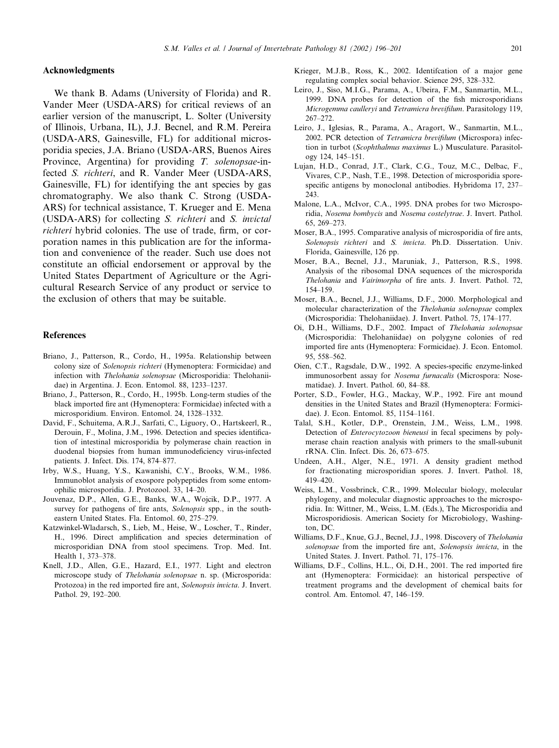## Acknowledgments

We thank B. Adams (University of Florida) and R. Vander Meer (USDA-ARS) for critical reviews of an earlier version of the manuscript, L. Solter (University of Illinois, Urbana, IL), J.J. Becnel, and R.M. Pereira (USDA-ARS, Gainesville, FL) for additional microsporidia species, J.A. Briano (USDA-ARS, Buenos Aires Province, Argentina) for providing *T. solenopsae*-infected *S. richteri*, and R. Vander Meer (USDA-ARS, Gainesville, FL) for identifying the ant species by gas chromatography. We also thank C. Strong (USDA-ARS) for technical assistance, T. Krueger and E. Mena (USDA-ARS) for collecting *S. richteri* and *S. invicta/richteri* hybrid colonies. The use of trade, firm, or corporation names in this publication are for the information and convenience of the reader. Such use does not constitute an official endorsement or approval by the United States Department of Agriculture or the Agricultural Research Service of any product or service to the exclusion of others that may be suitable.

## References

Briano, J., Patterson, R., Cordo, H., 1995a. Relationship between colony size of *Solenopsis richteri* (Hymenoptera: Formicidae) and infection with *Thelohania solenopsae* (Microsporidia: Thelohaniidae) in Argentina. J. Econ. Entomol. 88, 1233–1237.

Briano, J., Patterson, R., Cordo, H., 1995b. Long-term studies of the black imported fire ant (Hymenoptera: Formicidae) infected with a microsporidium. Environ. Entomol. 24, 1328–1332.

David, F., Schuitema, A.R.J., Sarfati, C., Liguory, O., Hartskeerl, R., Derouin, F., Molina, J.M., 1996. Detection and species identification of intestinal microsporidia by polymerase chain reaction in duodenal biopsies from human immunodeficiency virus-infected patients. J. Infect. Dis. 174, 874–877.

Irby, W.S., Huang, Y.S., Kawanishi, C.Y., Brooks, W.M., 1986. Immunoblot analysis of exospore polypeptides from some entomophilic microsporidia. J. Protozool. 33, 14–20.

Jouvenaz, D.P., Allen, G.E., Banks, W.A., Wojcik, D.P., 1977. A survey for pathogens of fire ants, *Solenopsis* spp., in the southeastern United States. Fla. Entomol. 60, 275–279.

Katzwinkel-Wladarsch, S., Lieb, M., Heise, W., Loscher, T., Rinder, H., 1996. Direct amplification and species determination of microsporidian DNA from stool specimens. Trop. Med. Int. Health 1, 373–378.

Knell, J.D., Allen, G.E., Hazard, E.I., 1977. Light and electron microscope study of *Thelohania solenopsae* n. sp. (Microsporida: Protozoa) in the red imported fire ant, *Solenopsis invicta*. J. Invert. Pathol. 29, 192–200.

Krieger, M.J.B., Ross, K., 2002. Identifcation of a major gene regulating complex social behavior. Science 295, 328–332.

Leiro, J., Siso, M.I.G., Parama, A., Ubeira, F.M., Sanmartin, M.L., 1999. DNA probes for detection of the fish microsporidians *Microgemma caulleryi* and *Tetramicra brevifilum*. Parasitology 119, 267–272.

Leiro, J., Iglesias, R., Parama, A., Aragort, W., Sanmartin, M.L., 2002. PCR detection of *Tetramicra brevifilum* (Microspora) infection in turbot (*Scophthalmus maximus* L.) Musculature. Parasitology 124, 145–151.

Lujan, H.D., Conrad, J.T., Clark, C.G., Touz, M.C., Delbac, F., Vivares, C.P., Nash, T.E., 1998. Detection of microsporidia spore-specific antigens by monoclonal antibodies. Hybridoma 17, 237–243.

Malone, L.A., McIvor, C.A., 1995. DNA probes for two Microsporidia, *Nosema bombycis* and *Nosema costelytrae*. J. Invert. Pathol. 65, 269–273.

Moser, B.A., 1995. Comparative analysis of microsporidia of fire ants, *Solenopsis richteri* and *S. invicta*. Ph.D. Dissertation. Univ. Florida, Gainesville, 126 pp.

Moser, B.A., Becnel, J.J., Maruniak, J., Patterson, R.S., 1998. Analysis of the ribosomal DNA sequences of the microsporida *Thelohania* and *Vairimorpha* of fire ants. J. Invert. Pathol. 72, 154–159.

Moser, B.A., Becnel, J.J., Williams, D.F., 2000. Morphological and molecular characterization of the *Thelohania solenopsae* complex (Microsporidia: Thelohaniidae). J. Invert. Pathol. 75, 174–177.

Oi, D.H., Williams, D.F., 2002. Impact of *Thelohania solenopsae* (Microsporidia: Thelohaniidae) on polygyne colonies of red imported fire ants (Hymenoptera: Formicidae). J. Econ. Entomol. 95, 558–562.

Oien, C.T., Ragsdale, D.W., 1992. A species-specific enzyme-linked immunosorbent assay for *Nosema furnacalis* (Microspora: Nosematidae). J. Invert. Pathol. 60, 84–88.

Porter, S.D., Fowler, H.G., Mackay, W.P., 1992. Fire ant mound densities in the United States and Brazil (Hymenoptera: Formicidae). J. Econ. Entomol. 85, 1154–1161.

Talal, S.H., Kotler, D.P., Orenstein, J.M., Weiss, L.M., 1998. Detection of *Enterocytozoon bieneusi* in fecal specimens by polymerase chain reaction analysis with primers to the small-subunit rRNA. Clin. Infect. Dis. 26, 673–675.

Undeen, A.H., Alger, N.E., 1971. A density gradient method for fractionating microsporidian spores. J. Invert. Pathol. 18, 419–420.

Weiss, L.M., Vossbrinck, C.R., 1999. Molecular biology, molecular phylogeny, and molecular diagnostic approaches to the microsporidia. In: Wittner, M., Weiss, L.M. (Eds.), The Microsporidia and Microsporidiosis. American Society for Microbiology, Washington, DC.

Williams, D.F., Knue, G.J., Becnel, J.J., 1998. Discovery of *Thelohania solenopsae* from the imported fire ant, *Solenopsis invicta*, in the United States. J. Invert. Pathol. 71, 175–176.

Williams, D.F., Collins, H.L., Oi, D.H., 2001. The red imported fire ant (Hymenoptera: Formicidae): an historical perspective of treatment programs and the development of chemical baits for control. Am. Entomol. 47, 146–159.